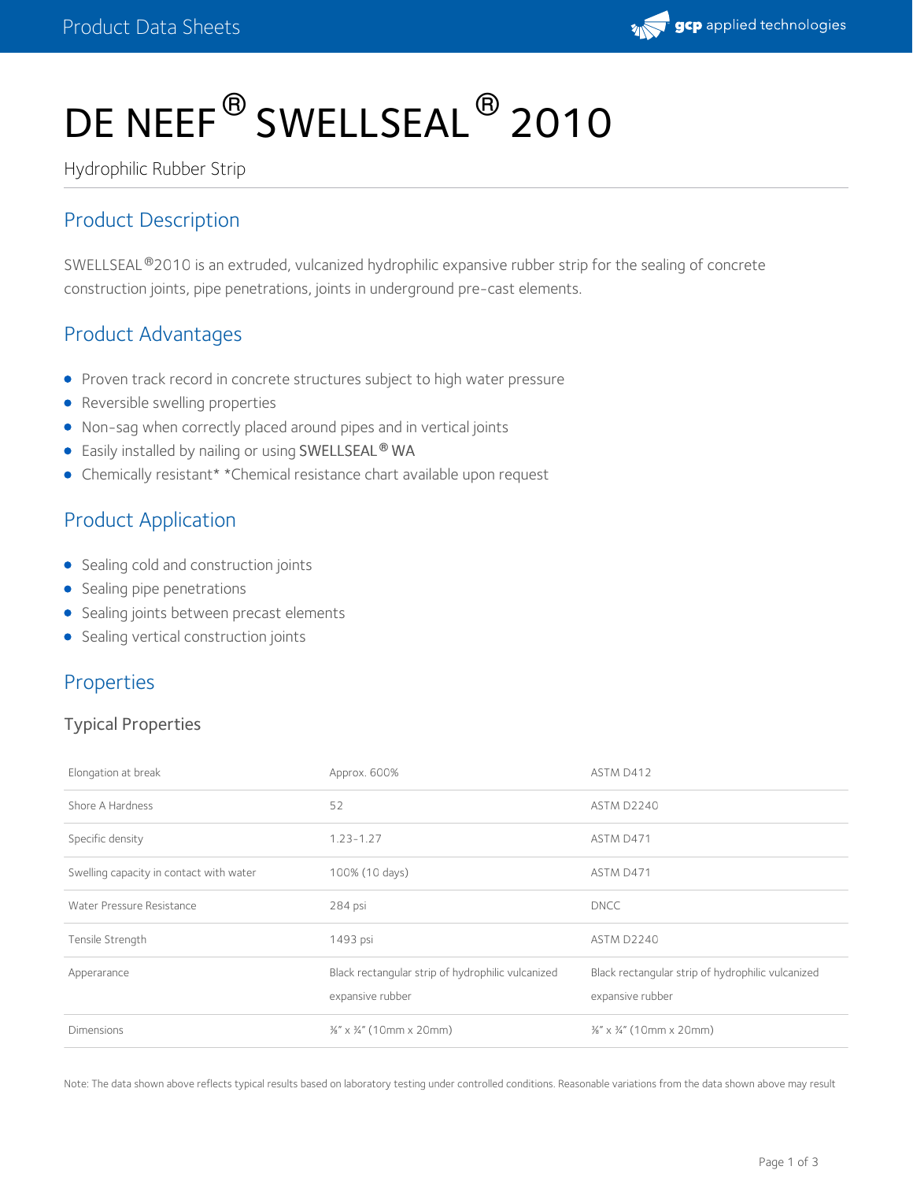# DE NEEF® SWELLSEAL® 2010

Hydrophilic Rubber Strip

## Product Description

SWELLSEAL®2010 is an extruded, vulcanized hydrophilic expansive rubber strip for the sealing of concrete construction joints, pipe penetrations, joints in underground pre-cast elements.

## Product Advantages

- Proven track record in concrete structures subject to high water pressure
- Reversible swelling properties
- Non-sag when correctly placed around pipes and in vertical joints
- Easily installed by nailing or using SWELLSEAL® WA
- Chemically resistant* *Chemical resistance chart available upon request

## Product Application

- Sealing cold and construction joints
- Sealing pipe penetrations
- Sealing joints between precast elements
- Sealing vertical construction joints

## Properties

### Typical Properties

| | | |
|---|---|---|
| Elongation at break | Approx. 600% | ASTM D412 |
| Shore A Hardness | 52 | ASTM D2240 |
| Specific density | 1.23-1.27 | ASTM D471 |
| Swelling capacity in contact with water | 100% (10 days) | ASTM D471 |
| Water Pressure Resistance | 284 psi | DNCC |
| Tensile Strength | 1493 psi | ASTM D2240 |
| Apperarance | Black rectangular strip of hydrophilic vulcanized expansive rubber | Black rectangular strip of hydrophilic vulcanized expansive rubber |
| Dimensions | ⅜" x ¾" (10mm x 20mm) | ⅜" x ¾" (10mm x 20mm) |

Note: The data shown above reflects typical results based on laboratory testing under controlled conditions. Reasonable variations from the data shown above may result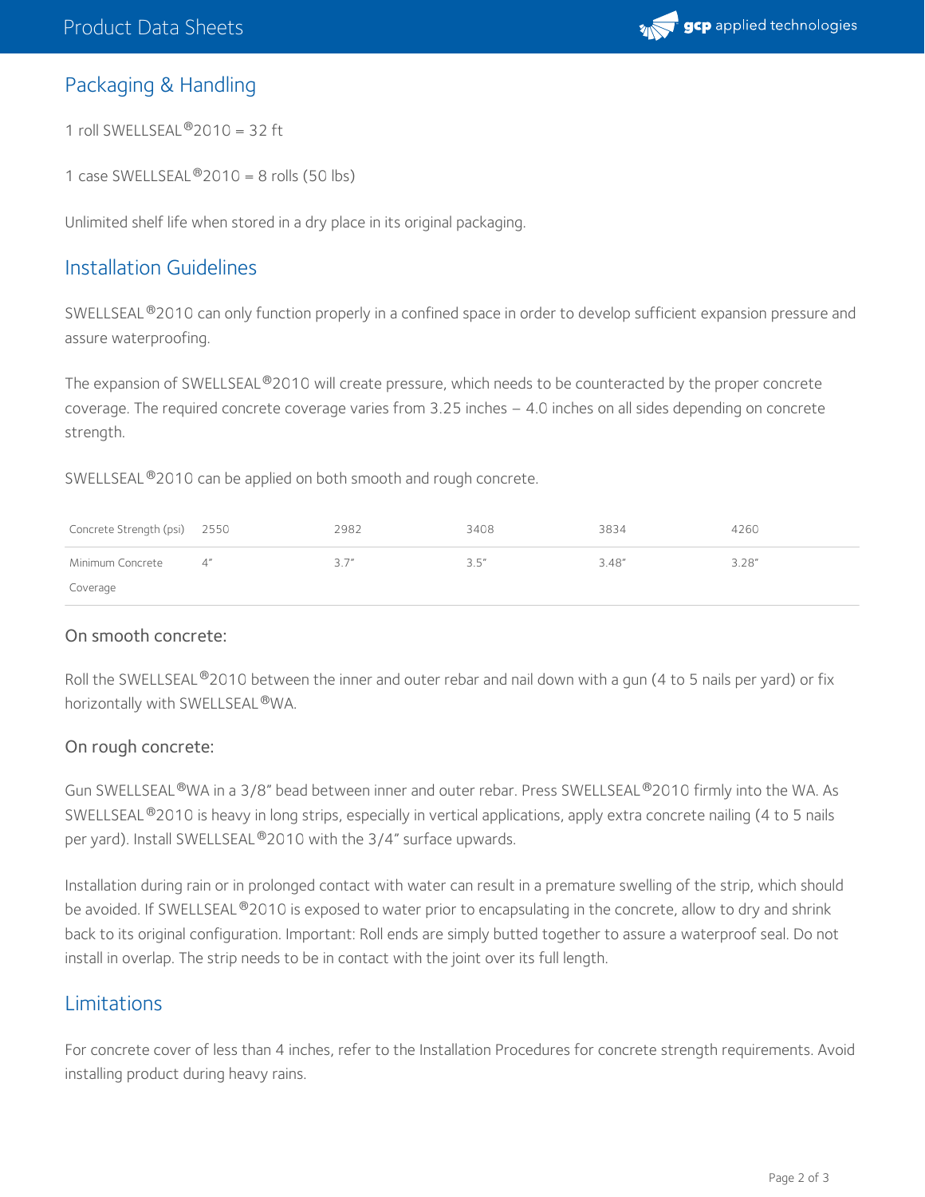## Packaging & Handling

1 roll SWELLSEAL®2010 = 32 ft

1 case SWELLSEAL®2010 = 8 rolls (50 lbs)

Unlimited shelf life when stored in a dry place in its original packaging.

## Installation Guidelines

SWELLSEAL®2010 can only function properly in a confined space in order to develop sufficient expansion pressure and assure waterproofing.

The expansion of SWELLSEAL®2010 will create pressure, which needs to be counteracted by the proper concrete coverage. The required concrete coverage varies from 3.25 inches – 4.0 inches on all sides depending on concrete strength.

SWELLSEAL®2010 can be applied on both smooth and rough concrete.

| Concrete Strength (psi) | 2550 | 2982 | 3408 | 3834 | 4260 |
|---|---|---|---|---|---|
| Minimum Concrete Coverage | 4" | 3.7" | 3.5" | 3.48" | 3.28" |

### On smooth concrete:

Roll the SWELLSEAL®2010 between the inner and outer rebar and nail down with a gun (4 to 5 nails per yard) or fix horizontally with SWELLSEAL®WA.

### On rough concrete:

Gun SWELLSEAL®WA in a 3/8" bead between inner and outer rebar. Press SWELLSEAL®2010 firmly into the WA. As SWELLSEAL®2010 is heavy in long strips, especially in vertical applications, apply extra concrete nailing (4 to 5 nails per yard). Install SWELLSEAL®2010 with the 3/4" surface upwards.

Installation during rain or in prolonged contact with water can result in a premature swelling of the strip, which should be avoided. If SWELLSEAL®2010 is exposed to water prior to encapsulating in the concrete, allow to dry and shrink back to its original configuration. Important: Roll ends are simply butted together to assure a waterproof seal. Do not install in overlap. The strip needs to be in contact with the joint over its full length.

## Limitations

For concrete cover of less than 4 inches, refer to the Installation Procedures for concrete strength requirements. Avoid installing product during heavy rains.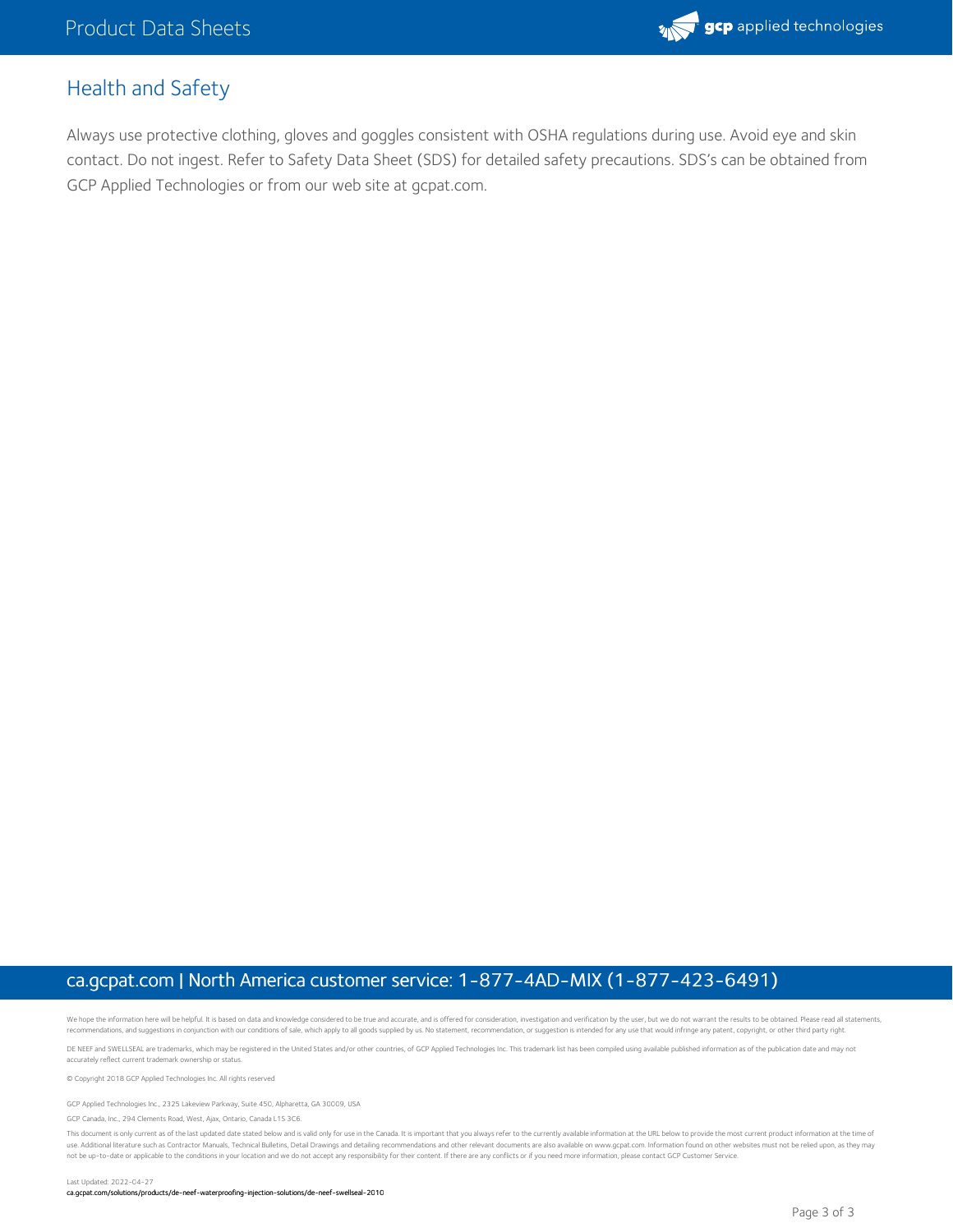## Health and Safety

Always use protective clothing, gloves and goggles consistent with OSHA regulations during use. Avoid eye and skin contact. Do not ingest. Refer to Safety Data Sheet (SDS) for detailed safety precautions. SDS's can be obtained from GCP Applied Technologies or from our web site at gcpat.com.

ca.gcpat.com | North America customer service: 1-877-4AD-MIX (1-877-423-6491)

We hope the information here will be helpful. It is based on data and knowledge considered to be true and accurate, and is offered for consideration, investigation and verification by the user, but we do not warrant the results to be obtained. Please read all statements, recommendations, and suggestions in conjunction with our conditions of sale, which apply to all goods supplied by us. No statement, recommendation, or suggestion is intended for any use that would infringe any patent, copyright, or other third party right.

DE NEEF and SWELLSEAL are trademarks, which may be registered in the United States and/or other countries, of GCP Applied Technologies Inc. This trademark list has been compiled using available published information as of the publication date and may not accurately reflect current trademark ownership or status.

© Copyright 2018 GCP Applied Technologies Inc. All rights reserved

GCP Applied Technologies Inc., 2325 Lakeview Parkway, Suite 450, Alpharetta, GA 30009, USA

GCP Canada, Inc., 294 Clements Road, West, Ajax, Ontario, Canada L1S 3C6.

This document is only current as of the last updated date stated below and is valid only for use in the Canada. It is important that you always refer to the currently available information at the URL below to provide the most current product information at the time of use. Additional literature such as Contractor Manuals, Technical Bulletins, Detail Drawings and detailing recommendations and other relevant documents are also available on www.gcpat.com. Information found on other websites must not be relied upon, as they may not be up-to-date or applicable to the conditions in your location and we do not accept any responsibility for their content. If there are any conflicts or if you need more information, please contact GCP Customer Service.

Last Updated: 2022-04-27

ca.gcpat.com/solutions/products/de-neef-waterproofing-injection-solutions/de-neef-swellseal-2010